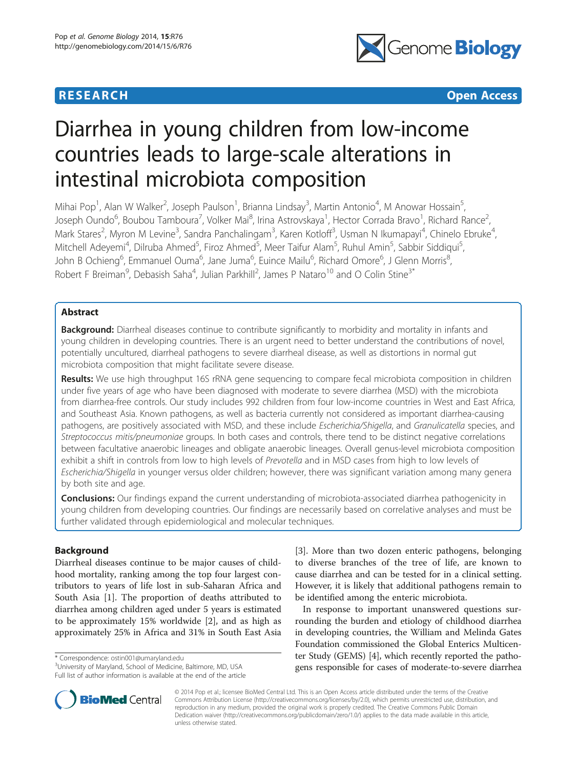**RESEARCH Open Access**

# Diarrhea in young children from low-income countries leads to large-scale alterations in intestinal microbiota composition

Mihai Pop[1], Alan W Walker[2], Joseph Paulson[1], Brianna Lindsay[3], Martin Antonio[4], M Anowar Hossain[5], Joseph Oundo[6], Boubou Tamboura[7], Volker Mai[8], Irina Astrovskaya[1], Hector Corrada Bravo[1], Richard Rance[2], Mark Stares[2], Myron M Levine[3], Sandra Panchalingam[3], Karen Kotloff[3], Usman N Ikumapayi[4], Chinelo Ebruke[4], Mitchell Adeyemi[4], Dilruba Ahmed[5], Firoz Ahmed[5], Meer Taifur Alam[5], Ruhul Amin[5], Sabbir Siddiqui[5], John B Ochieng[6], Emmanuel Ouma[6], Jane Juma[6], Euince Mailu[6], Richard Omore[6], J Glenn Morris[8], Robert F Breiman[9], Debasish Saha[4], Julian Parkhill[2], James P Nataro[10] and O Colin Stine[3*]

## Abstract

**Background:** Diarrheal diseases continue to contribute significantly to morbidity and mortality in infants and young children in developing countries. There is an urgent need to better understand the contributions of novel, potentially uncultured, diarrheal pathogens to severe diarrheal disease, as well as distortions in normal gut microbiota composition that might facilitate severe disease.

**Results:** We use high throughput 16S rRNA gene sequencing to compare fecal microbiota composition in children under five years of age who have been diagnosed with moderate to severe diarrhea (MSD) with the microbiota from diarrhea-free controls. Our study includes 992 children from four low-income countries in West and East Africa, and Southeast Asia. Known pathogens, as well as bacteria currently not considered as important diarrhea-causing pathogens, are positively associated with MSD, and these include *Escherichia/Shigella*, and *Granulicatella* species, and *Streptococcus mitis/pneumoniae* groups. In both cases and controls, there tend to be distinct negative correlations between facultative anaerobic lineages and obligate anaerobic lineages. Overall genus-level microbiota composition exhibit a shift in controls from low to high levels of *Prevotella* and in MSD cases from high to low levels of *Escherichia/Shigella* in younger versus older children; however, there was significant variation among many genera by both site and age.

**Conclusions:** Our findings expand the current understanding of microbiota-associated diarrhea pathogenicity in young children from developing countries. Our findings are necessarily based on correlative analyses and must be further validated through epidemiological and molecular techniques.

## Background

Diarrheal diseases continue to be major causes of childhood mortality, ranking among the top four largest contributors to years of life lost in sub-Saharan Africa and South Asia [1]. The proportion of deaths attributed to diarrhea among children aged under 5 years is estimated to be approximately 15% worldwide [2], and as high as approximately 25% in Africa and 31% in South East Asia [3]. More than two dozen enteric pathogens, belonging to diverse branches of the tree of life, are known to cause diarrhea and can be tested for in a clinical setting. However, it is likely that additional pathogens remain to be identified among the enteric microbiota.

In response to important unanswered questions surrounding the burden and etiology of childhood diarrhea in developing countries, the William and Melinda Gates Foundation commissioned the Global Enterics Multicenter Study (GEMS) [4], which recently reported the pathogens responsible for cases of moderate-to-severe diarrhea

\* Correspondence: ostin001@umaryland.edu
[3]University of Maryland, School of Medicine, Baltimore, MD, USA
Full list of author information is available at the end of the article

© 2014 Pop et al.; licensee BioMed Central Ltd. This is an Open Access article distributed under the terms of the Creative Commons Attribution License (http://creativecommons.org/licenses/by/2.0), which permits unrestricted use, distribution, and reproduction in any medium, provided the original work is properly credited. The Creative Commons Public Domain Dedication waiver (http://creativecommons.org/publicdomain/zero/1.0/) applies to the data made available in this article, unless otherwise stated.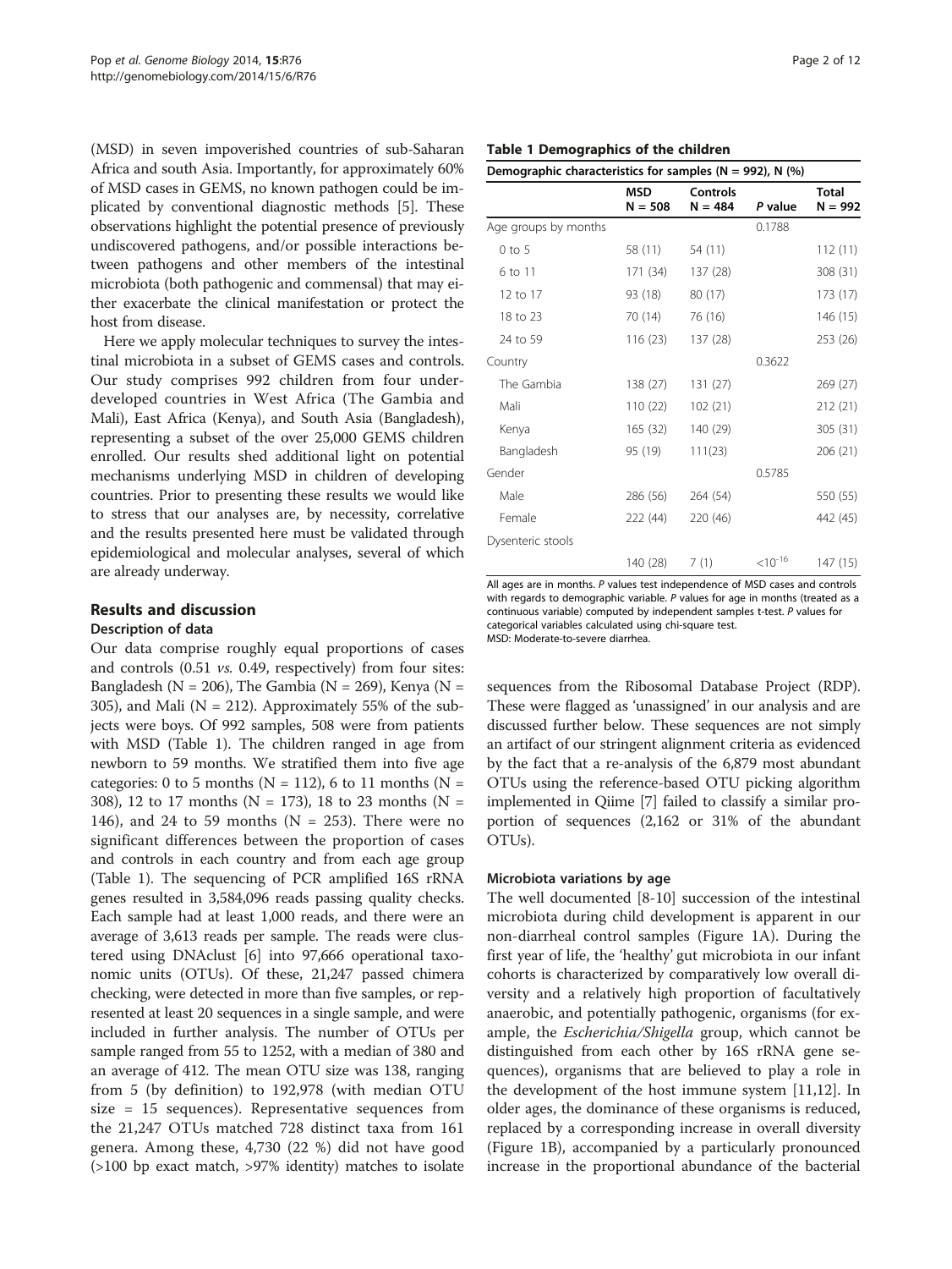(MSD) in seven impoverished countries of sub-Saharan Africa and south Asia. Importantly, for approximately 60% of MSD cases in GEMS, no known pathogen could be implicated by conventional diagnostic methods [5]. These observations highlight the potential presence of previously undiscovered pathogens, and/or possible interactions between pathogens and other members of the intestinal microbiota (both pathogenic and commensal) that may either exacerbate the clinical manifestation or protect the host from disease.

Here we apply molecular techniques to survey the intestinal microbiota in a subset of GEMS cases and controls. Our study comprises 992 children from four underdeveloped countries in West Africa (The Gambia and Mali), East Africa (Kenya), and South Asia (Bangladesh), representing a subset of the over 25,000 GEMS children enrolled. Our results shed additional light on potential mechanisms underlying MSD in children of developing countries. Prior to presenting these results we would like to stress that our analyses are, by necessity, correlative and the results presented here must be validated through epidemiological and molecular analyses, several of which are already underway.

## Results and discussion

### Description of data

Our data comprise roughly equal proportions of cases and controls (0.51 *vs.* 0.49, respectively) from four sites: Bangladesh (N = 206), The Gambia (N = 269), Kenya (N = 305), and Mali (N = 212). Approximately 55% of the subjects were boys. Of 992 samples, 508 were from patients with MSD (Table 1). The children ranged in age from newborn to 59 months. We stratified them into five age categories: 0 to 5 months (N = 112), 6 to 11 months (N = 308), 12 to 17 months (N = 173), 18 to 23 months (N = 146), and 24 to 59 months (N = 253). There were no significant differences between the proportion of cases and controls in each country and from each age group (Table 1). The sequencing of PCR amplified 16S rRNA genes resulted in 3,584,096 reads passing quality checks. Each sample had at least 1,000 reads, and there were an average of 3,613 reads per sample. The reads were clustered using DNAclust [6] into 97,666 operational taxonomic units (OTUs). Of these, 21,247 passed chimera checking, were detected in more than five samples, or represented at least 20 sequences in a single sample, and were included in further analysis. The number of OTUs per sample ranged from 55 to 1252, with a median of 380 and an average of 412. The mean OTU size was 138, ranging from 5 (by definition) to 192,978 (with median OTU size = 15 sequences). Representative sequences from the 21,247 OTUs matched 728 distinct taxa from 161 genera. Among these, 4,730 (22 %) did not have good (>100 bp exact match, >97% identity) matches to isolate sequences from the Ribosomal Database Project (RDP). These were flagged as 'unassigned' in our analysis and are discussed further below. These sequences are not simply an artifact of our stringent alignment criteria as evidenced by the fact that a re-analysis of the 6,879 most abundant OTUs using the reference-based OTU picking algorithm implemented in Qiime [7] failed to classify a similar proportion of sequences (2,162 or 31% of the abundant OTUs).

**Table 1 Demographics of the children**

| Demographic characteristics for samples (N = 992), N (%) | | | | |
|---|---|---|---|---|
| | MSD N = 508 | Controls N = 484 | *P* value | Total N = 992 |
| Age groups by months | | | 0.1788 | |
| 0 to 5 | 58 (11) | 54 (11) | | 112 (11) |
| 6 to 11 | 171 (34) | 137 (28) | | 308 (31) |
| 12 to 17 | 93 (18) | 80 (17) | | 173 (17) |
| 18 to 23 | 70 (14) | 76 (16) | | 146 (15) |
| 24 to 59 | 116 (23) | 137 (28) | | 253 (26) |
| Country | | | 0.3622 | |
| The Gambia | 138 (27) | 131 (27) | | 269 (27) |
| Mali | 110 (22) | 102 (21) | | 212 (21) |
| Kenya | 165 (32) | 140 (29) | | 305 (31) |
| Bangladesh | 95 (19) | 111(23) | | 206 (21) |
| Gender | | | 0.5785 | |
| Male | 286 (56) | 264 (54) | | 550 (55) |
| Female | 222 (44) | 220 (46) | | 442 (45) |
| Dysenteric stools | | | | |
| | 140 (28) | 7 (1) | $<10^{-16}$ | 147 (15) |

All ages are in months. *P* values test independence of MSD cases and controls with regards to demographic variable. *P* values for age in months (treated as a continuous variable) computed by independent samples t-test. *P* values for categorical variables calculated using chi-square test.
MSD: Moderate-to-severe diarrhea.

### Microbiota variations by age

The well documented [8-10] succession of the intestinal microbiota during child development is apparent in our non-diarrheal control samples (Figure 1A). During the first year of life, the 'healthy' gut microbiota in our infant cohorts is characterized by comparatively low overall diversity and a relatively high proportion of facultatively anaerobic, and potentially pathogenic, organisms (for example, the *Escherichia/Shigella* group, which cannot be distinguished from each other by 16S rRNA gene sequences), organisms that are believed to play a role in the development of the host immune system [11,12]. In older ages, the dominance of these organisms is reduced, replaced by a corresponding increase in overall diversity (Figure 1B), accompanied by a particularly pronounced increase in the proportional abundance of the bacterial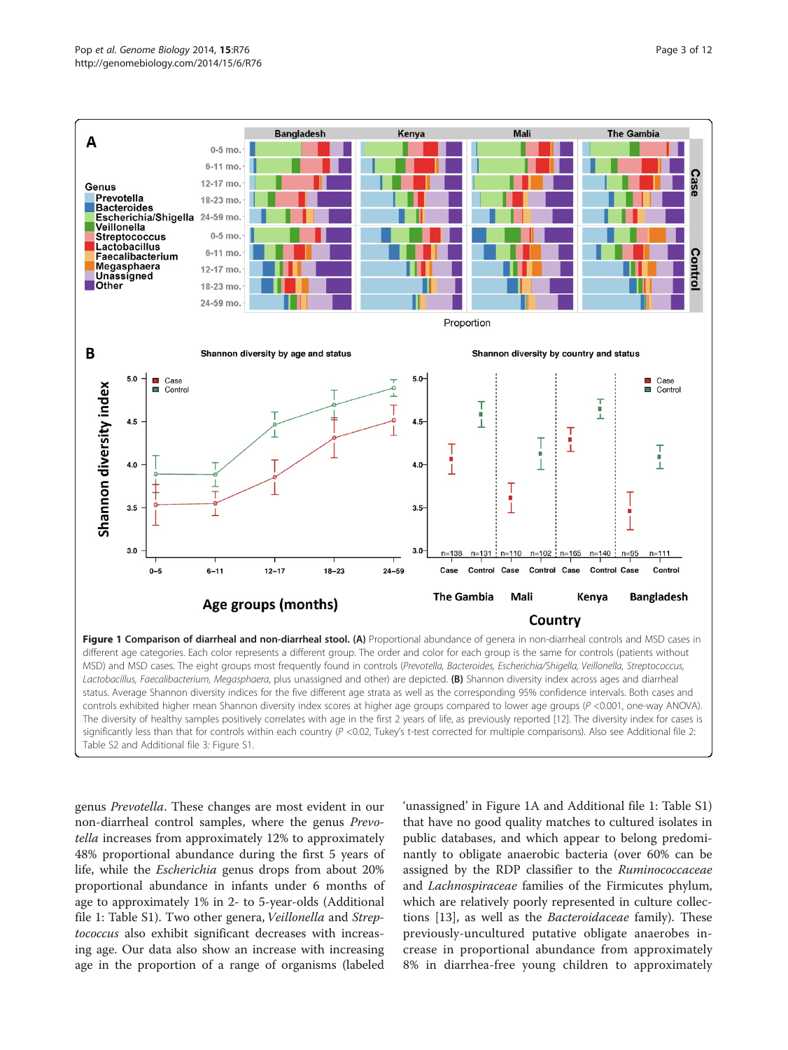**Figure 1 Comparison of diarrheal and non-diarrheal stool. (A)** Proportional abundance of genera in non-diarrheal controls and MSD cases in different age categories. Each color represents a different group. The order and color for each group is the same for controls (patients without MSD) and MSD cases. The eight groups most frequently found in controls (*Prevotella, Bacteroides, Escherichia/Shigella, Veillonella, Streptococcus, Lactobacillus, Faecalibacterium, Megasphaera*, plus unassigned and other) are depicted. **(B)** Shannon diversity index across ages and diarrheal status. Average Shannon diversity indices for the five different age strata as well as the corresponding 95% confidence intervals. Both cases and controls exhibited higher mean Shannon diversity index scores at higher age groups compared to lower age groups ($P$ <0.001, one-way ANOVA). The diversity of healthy samples positively correlates with age in the first 2 years of life, as previously reported [12]. The diversity index for cases is significantly less than that for controls within each country ($P$ <0.02, Tukey's t-test corrected for multiple comparisons). Also see Additional file 2: Table S2 and Additional file 3: Figure S1.

genus *Prevotella*. These changes are most evident in our non-diarrheal control samples, where the genus *Prevotella* increases from approximately 12% to approximately 48% proportional abundance during the first 5 years of life, while the *Escherichia* genus drops from about 20% proportional abundance in infants under 6 months of age to approximately 1% in 2- to 5-year-olds (Additional file 1: Table S1). Two other genera, *Veillonella* and *Streptococcus* also exhibit significant decreases with increasing age. Our data also show an increase with increasing age in the proportion of a range of organisms (labeled 'unassigned' in Figure 1A and Additional file 1: Table S1) that have no good quality matches to cultured isolates in public databases, and which appear to belong predominantly to obligate anaerobic bacteria (over 60% can be assigned by the RDP classifier to the *Ruminococcaceae* and *Lachnospiraceae* families of the Firmicutes phylum, which are relatively poorly represented in culture collections [13], as well as the *Bacteroidaceae* family). These previously-uncultured putative obligate anaerobes increase in proportional abundance from approximately 8% in diarrhea-free young children to approximately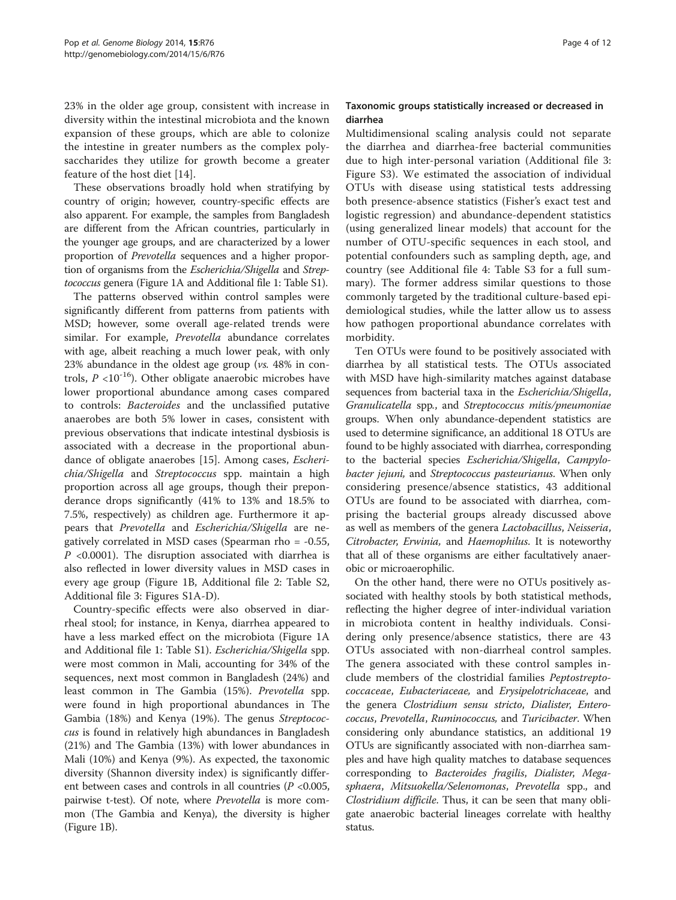23% in the older age group, consistent with increase in diversity within the intestinal microbiota and the known expansion of these groups, which are able to colonize the intestine in greater numbers as the complex polysaccharides they utilize for growth become a greater feature of the host diet [14].

These observations broadly hold when stratifying by country of origin; however, country-specific effects are also apparent. For example, the samples from Bangladesh are different from the African countries, particularly in the younger age groups, and are characterized by a lower proportion of *Prevotella* sequences and a higher proportion of organisms from the *Escherichia/Shigella* and *Streptococcus* genera (Figure 1A and Additional file 1: Table S1).

The patterns observed within control samples were significantly different from patterns from patients with MSD; however, some overall age-related trends were similar. For example, *Prevotella* abundance correlates with age, albeit reaching a much lower peak, with only 23% abundance in the oldest age group (*vs.* 48% in controls, $P < 10^{-16}$). Other obligate anaerobic microbes have lower proportional abundance among cases compared to controls: *Bacteroides* and the unclassified putative anaerobes are both 5% lower in cases, consistent with previous observations that indicate intestinal dysbiosis is associated with a decrease in the proportional abundance of obligate anaerobes [15]. Among cases, *Escherichia/Shigella* and *Streptococcus* spp. maintain a high proportion across all age groups, though their preponderance drops significantly (41% to 13% and 18.5% to 7.5%, respectively) as children age. Furthermore it appears that *Prevotella* and *Escherichia/Shigella* are negatively correlated in MSD cases (Spearman rho = -0.55, $P < 0.0001$). The disruption associated with diarrhea is also reflected in lower diversity values in MSD cases in every age group (Figure 1B, Additional file 2: Table S2, Additional file 3: Figures S1A-D).

Country-specific effects were also observed in diarrheal stool; for instance, in Kenya, diarrhea appeared to have a less marked effect on the microbiota (Figure 1A and Additional file 1: Table S1). *Escherichia/Shigella* spp. were most common in Mali, accounting for 34% of the sequences, next most common in Bangladesh (24%) and least common in The Gambia (15%). *Prevotella* spp. were found in high proportional abundances in The Gambia (18%) and Kenya (19%). The genus *Streptococcus* is found in relatively high abundances in Bangladesh (21%) and The Gambia (13%) with lower abundances in Mali (10%) and Kenya (9%). As expected, the taxonomic diversity (Shannon diversity index) is significantly different between cases and controls in all countries ($P < 0.005$, pairwise t-test). Of note, where *Prevotella* is more common (The Gambia and Kenya), the diversity is higher (Figure 1B).

### Taxonomic groups statistically increased or decreased in diarrhea

Multidimensional scaling analysis could not separate the diarrhea and diarrhea-free bacterial communities due to high inter-personal variation (Additional file 3: Figure S3). We estimated the association of individual OTUs with disease using statistical tests addressing both presence-absence statistics (Fisher's exact test and logistic regression) and abundance-dependent statistics (using generalized linear models) that account for the number of OTU-specific sequences in each stool, and potential confounders such as sampling depth, age, and country (see Additional file 4: Table S3 for a full summary). The former address similar questions to those commonly targeted by the traditional culture-based epidemiological studies, while the latter allow us to assess how pathogen proportional abundance correlates with morbidity.

Ten OTUs were found to be positively associated with diarrhea by all statistical tests. The OTUs associated with MSD have high-similarity matches against database sequences from bacterial taxa in the *Escherichia/Shigella*, *Granulicatella* spp., and *Streptococcus mitis/pneumoniae* groups. When only abundance-dependent statistics are used to determine significance, an additional 18 OTUs are found to be highly associated with diarrhea, corresponding to the bacterial species *Escherichia/Shigella*, *Campylobacter jejuni,* and *Streptococcus pasteurianus*. When only considering presence/absence statistics, 43 additional OTUs are found to be associated with diarrhea, comprising the bacterial groups already discussed above as well as members of the genera *Lactobacillus*, *Neisseria*, *Citrobacter*, *Erwinia,* and *Haemophilus*. It is noteworthy that all of these organisms are either facultatively anaerobic or microaerophilic.

On the other hand, there were no OTUs positively associated with healthy stools by both statistical methods, reflecting the higher degree of inter-individual variation in microbiota content in healthy individuals. Considering only presence/absence statistics, there are 43 OTUs associated with non-diarrheal control samples. The genera associated with these control samples include members of the clostridial families *Peptostreptococcaceae*, *Eubacteriaceae,* and *Erysipelotrichaceae*, and the genera *Clostridium sensu stricto*, *Dialister*, *Enterococcus*, *Prevotella*, *Ruminococcus,* and *Turicibacter*. When considering only abundance statistics, an additional 19 OTUs are significantly associated with non-diarrhea samples and have high quality matches to database sequences corresponding to *Bacteroides fragilis*, *Dialister*, *Megasphaera*, *Mitsuokella/Selenomonas*, *Prevotella* spp., and *Clostridium difficile*. Thus, it can be seen that many obligate anaerobic bacterial lineages correlate with healthy status.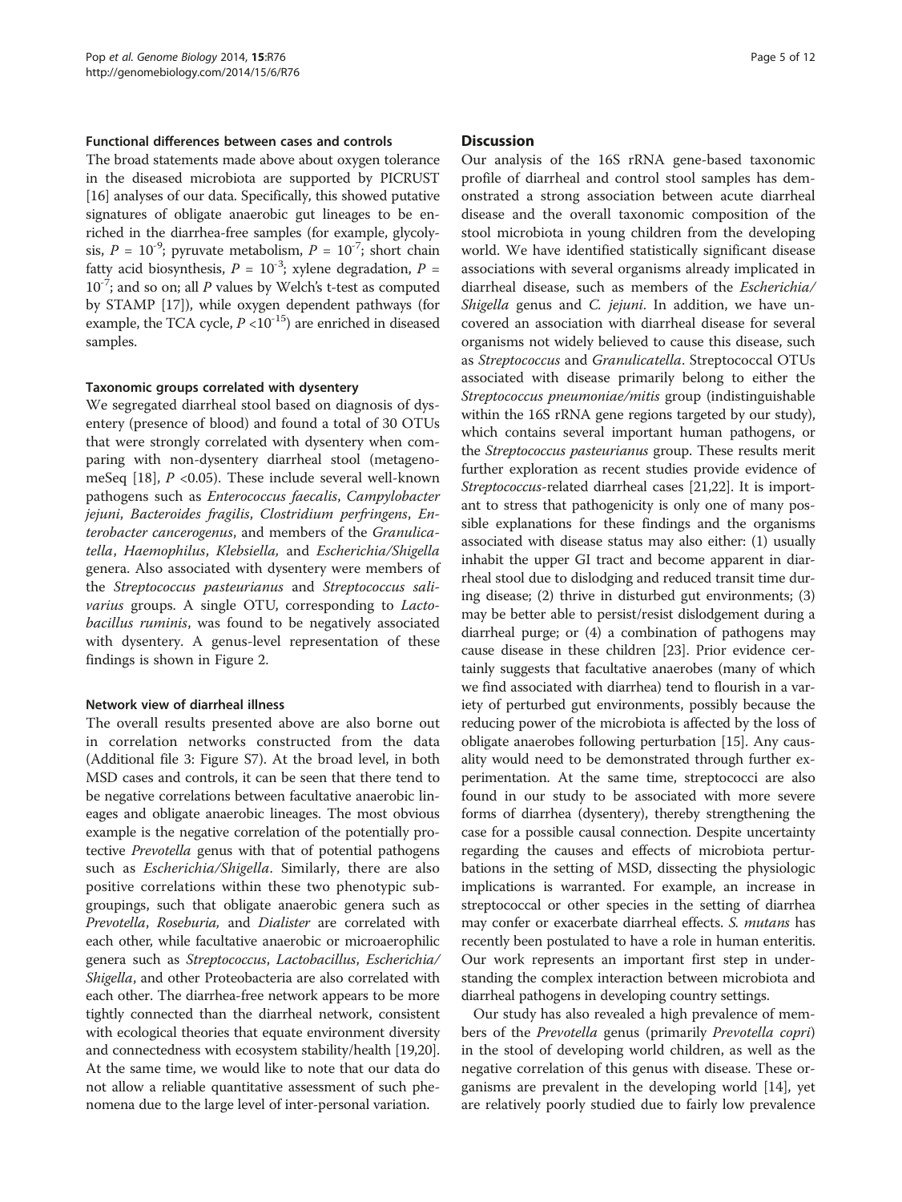#### Functional differences between cases and controls

The broad statements made above about oxygen tolerance in the diseased microbiota are supported by PICRUST [16] analyses of our data. Specifically, this showed putative signatures of obligate anaerobic gut lineages to be enriched in the diarrhea-free samples (for example, glycolysis, $P = 10^{-9}$; pyruvate metabolism, $P = 10^{-7}$; short chain fatty acid biosynthesis, $P = 10^{-3}$; xylene degradation, $P = 10^{-7}$; and so on; all $P$ values by Welch's t-test as computed by STAMP [17]), while oxygen dependent pathways (for example, the TCA cycle, $P < 10^{-15}$) are enriched in diseased samples.

#### Taxonomic groups correlated with dysentery

We segregated diarrheal stool based on diagnosis of dysentery (presence of blood) and found a total of 30 OTUs that were strongly correlated with dysentery when comparing with non-dysentery diarrheal stool (metagenomeSeq [18], $P < 0.05$). These include several well-known pathogens such as *Enterococcus faecalis*, *Campylobacter jejuni*, *Bacteroides fragilis*, *Clostridium perfringens*, *Enterobacter cancerogenus*, and members of the *Granulicatella*, *Haemophilus*, *Klebsiella,* and *Escherichia/Shigella* genera. Also associated with dysentery were members of the *Streptococcus pasteurianus* and *Streptococcus salivarius* groups. A single OTU, corresponding to *Lactobacillus ruminis*, was found to be negatively associated with dysentery. A genus-level representation of these findings is shown in Figure 2.

#### Network view of diarrheal illness

The overall results presented above are also borne out in correlation networks constructed from the data (Additional file 3: Figure S7). At the broad level, in both MSD cases and controls, it can be seen that there tend to be negative correlations between facultative anaerobic lineages and obligate anaerobic lineages. The most obvious example is the negative correlation of the potentially protective *Prevotella* genus with that of potential pathogens such as *Escherichia/Shigella*. Similarly, there are also positive correlations within these two phenotypic subgroupings, such that obligate anaerobic genera such as *Prevotella*, *Roseburia,* and *Dialister* are correlated with each other, while facultative anaerobic or microaerophilic genera such as *Streptococcus*, *Lactobacillus*, *Escherichia/Shigella*, and other Proteobacteria are also correlated with each other. The diarrhea-free network appears to be more tightly connected than the diarrheal network, consistent with ecological theories that equate environment diversity and connectedness with ecosystem stability/health [19,20]. At the same time, we would like to note that our data do not allow a reliable quantitative assessment of such phenomena due to the large level of inter-personal variation.

## Discussion

Our analysis of the 16S rRNA gene-based taxonomic profile of diarrheal and control stool samples has demonstrated a strong association between acute diarrheal disease and the overall taxonomic composition of the stool microbiota in young children from the developing world. We have identified statistically significant disease associations with several organisms already implicated in diarrheal disease, such as members of the *Escherichia/Shigella* genus and *C. jejuni*. In addition, we have uncovered an association with diarrheal disease for several organisms not widely believed to cause this disease, such as *Streptococcus* and *Granulicatella*. Streptococcal OTUs associated with disease primarily belong to either the *Streptococcus pneumoniae/mitis* group (indistinguishable within the 16S rRNA gene regions targeted by our study), which contains several important human pathogens, or the *Streptococcus pasteurianus* group. These results merit further exploration as recent studies provide evidence of *Streptococcus*-related diarrheal cases [21,22]. It is important to stress that pathogenicity is only one of many possible explanations for these findings and the organisms associated with disease status may also either: (1) usually inhabit the upper GI tract and become apparent in diarrheal stool due to dislodging and reduced transit time during disease; (2) thrive in disturbed gut environments; (3) may be better able to persist/resist dislodgement during a diarrheal purge; or (4) a combination of pathogens may cause disease in these children [23]. Prior evidence certainly suggests that facultative anaerobes (many of which we find associated with diarrhea) tend to flourish in a variety of perturbed gut environments, possibly because the reducing power of the microbiota is affected by the loss of obligate anaerobes following perturbation [15]. Any causality would need to be demonstrated through further experimentation. At the same time, streptococci are also found in our study to be associated with more severe forms of diarrhea (dysentery), thereby strengthening the case for a possible causal connection. Despite uncertainty regarding the causes and effects of microbiota perturbations in the setting of MSD, dissecting the physiologic implications is warranted. For example, an increase in streptococcal or other species in the setting of diarrhea may confer or exacerbate diarrheal effects. *S. mutans* has recently been postulated to have a role in human enteritis. Our work represents an important first step in understanding the complex interaction between microbiota and diarrheal pathogens in developing country settings.

Our study has also revealed a high prevalence of members of the *Prevotella* genus (primarily *Prevotella copri*) in the stool of developing world children, as well as the negative correlation of this genus with disease. These organisms are prevalent in the developing world [14], yet are relatively poorly studied due to fairly low prevalence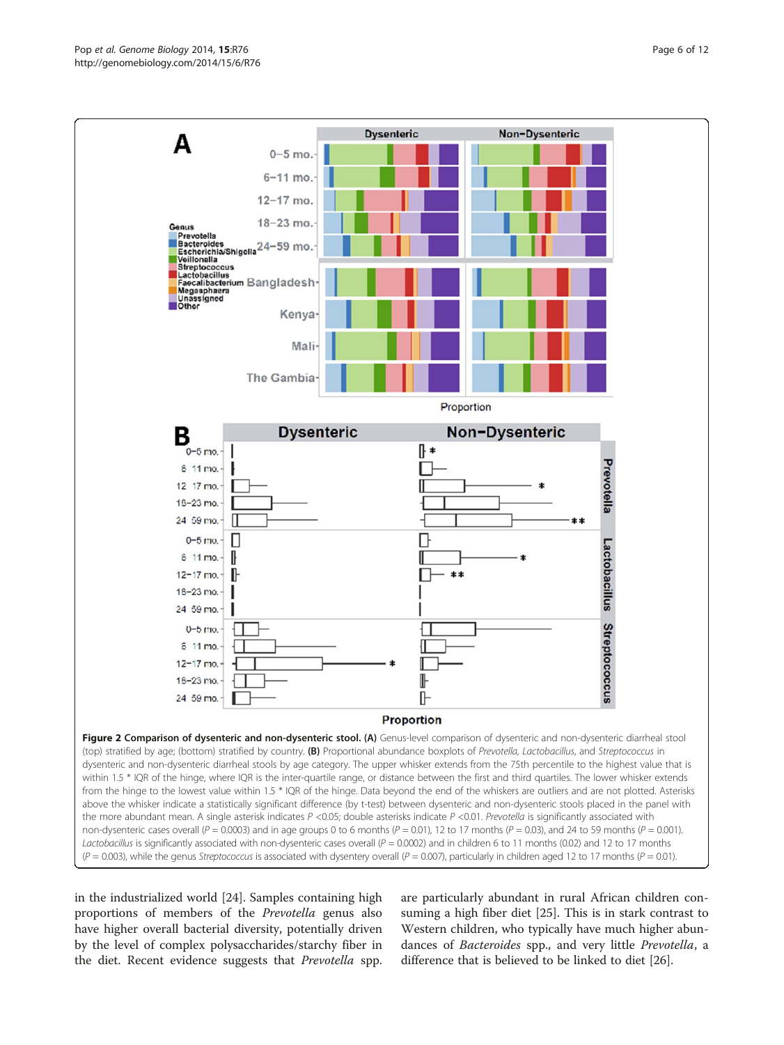**Figure 2 Comparison of dysenteric and non-dysenteric stool. (A)** Genus-level comparison of dysenteric and non-dysenteric diarrheal stool (top) stratified by age; (bottom) stratified by country. **(B)** Proportional abundance boxplots of *Prevotella*, *Lactobacillus*, and *Streptococcus* in dysenteric and non-dysenteric diarrheal stools by age category. The upper whisker extends from the 75th percentile to the highest value that is within 1.5 * IQR of the hinge, where IQR is the inter-quartile range, or distance between the first and third quartiles. The lower whisker extends from the hinge to the lowest value within 1.5 * IQR of the hinge. Data beyond the end of the whiskers are outliers and are not plotted. Asterisks above the whisker indicate a statistically significant difference (by t-test) between dysenteric and non-dysenteric stools placed in the panel with the more abundant mean. A single asterisk indicates $P < 0.05$; double asterisks indicate $P < 0.01$. *Prevotella* is significantly associated with non-dysenteric cases overall ($P = 0.0003$) and in age groups 0 to 6 months ($P = 0.01$), 12 to 17 months ($P = 0.03$), and 24 to 59 months ($P = 0.001$). *Lactobacillus* is significantly associated with non-dysenteric cases overall ($P = 0.0002$) and in children 6 to 11 months (0.02) and 12 to 17 months ($P = 0.003$), while the genus *Streptococcus* is associated with dysentery overall ($P = 0.007$), particularly in children aged 12 to 17 months ($P = 0.01$).

in the industrialized world [24]. Samples containing high proportions of members of the *Prevotella* genus also have higher overall bacterial diversity, potentially driven by the level of complex polysaccharides/starchy fiber in the diet. Recent evidence suggests that *Prevotella* spp. are particularly abundant in rural African children consuming a high fiber diet [25]. This is in stark contrast to Western children, who typically have much higher abundances of *Bacteroides* spp., and very little *Prevotella*, a difference that is believed to be linked to diet [26].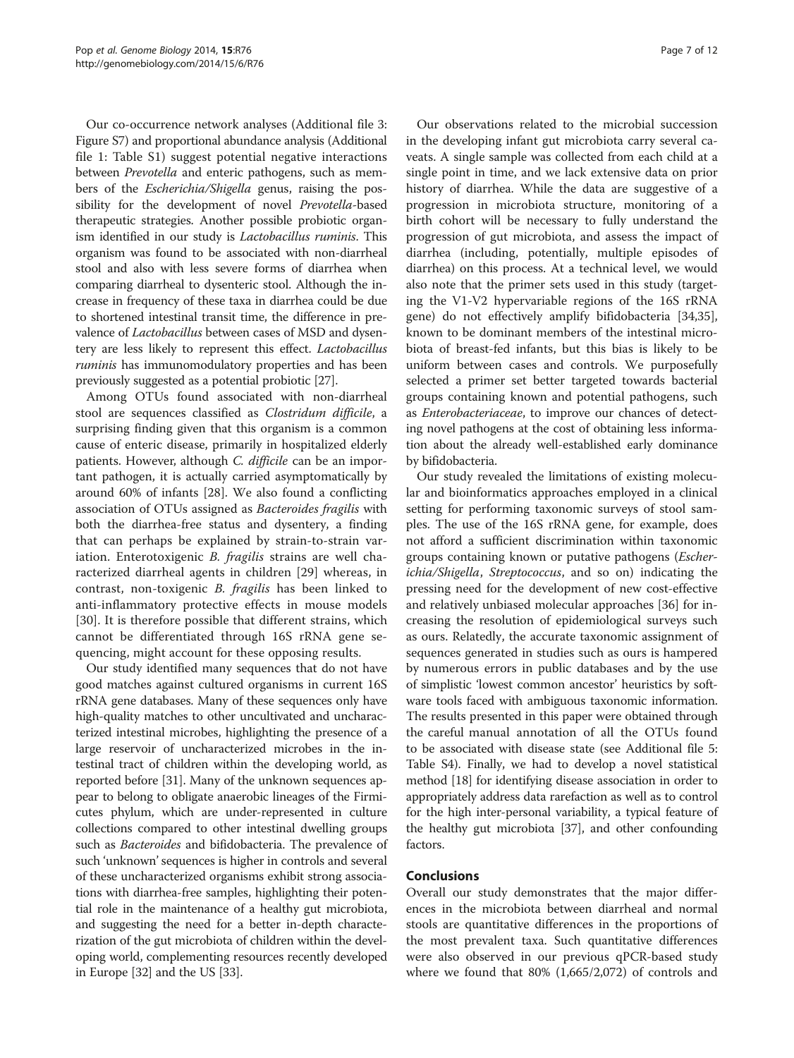Our co-occurrence network analyses (Additional file 3: Figure S7) and proportional abundance analysis (Additional file 1: Table S1) suggest potential negative interactions between *Prevotella* and enteric pathogens, such as members of the *Escherichia/Shigella* genus, raising the possibility for the development of novel *Prevotella*-based therapeutic strategies. Another possible probiotic organism identified in our study is *Lactobacillus ruminis*. This organism was found to be associated with non-diarrheal stool and also with less severe forms of diarrhea when comparing diarrheal to dysenteric stool. Although the increase in frequency of these taxa in diarrhea could be due to shortened intestinal transit time, the difference in prevalence of *Lactobacillus* between cases of MSD and dysentery are less likely to represent this effect. *Lactobacillus ruminis* has immunomodulatory properties and has been previously suggested as a potential probiotic [27].

Among OTUs found associated with non-diarrheal stool are sequences classified as *Clostridum difficile*, a surprising finding given that this organism is a common cause of enteric disease, primarily in hospitalized elderly patients. However, although *C. difficile* can be an important pathogen, it is actually carried asymptomatically by around 60% of infants [28]. We also found a conflicting association of OTUs assigned as *Bacteroides fragilis* with both the diarrhea-free status and dysentery, a finding that can perhaps be explained by strain-to-strain variation. Enterotoxigenic *B. fragilis* strains are well characterized diarrheal agents in children [29] whereas, in contrast, non-toxigenic *B. fragilis* has been linked to anti-inflammatory protective effects in mouse models [30]. It is therefore possible that different strains, which cannot be differentiated through 16S rRNA gene sequencing, might account for these opposing results.

Our study identified many sequences that do not have good matches against cultured organisms in current 16S rRNA gene databases. Many of these sequences only have high-quality matches to other uncultivated and uncharacterized intestinal microbes, highlighting the presence of a large reservoir of uncharacterized microbes in the intestinal tract of children within the developing world, as reported before [31]. Many of the unknown sequences appear to belong to obligate anaerobic lineages of the Firmicutes phylum, which are under-represented in culture collections compared to other intestinal dwelling groups such as *Bacteroides* and bifidobacteria. The prevalence of such 'unknown' sequences is higher in controls and several of these uncharacterized organisms exhibit strong associations with diarrhea-free samples, highlighting their potential role in the maintenance of a healthy gut microbiota, and suggesting the need for a better in-depth characterization of the gut microbiota of children within the developing world, complementing resources recently developed in Europe [32] and the US [33].

Our observations related to the microbial succession in the developing infant gut microbiota carry several caveats. A single sample was collected from each child at a single point in time, and we lack extensive data on prior history of diarrhea. While the data are suggestive of a progression in microbiota structure, monitoring of a birth cohort will be necessary to fully understand the progression of gut microbiota, and assess the impact of diarrhea (including, potentially, multiple episodes of diarrhea) on this process. At a technical level, we would also note that the primer sets used in this study (targeting the V1-V2 hypervariable regions of the 16S rRNA gene) do not effectively amplify bifidobacteria [34,35], known to be dominant members of the intestinal microbiota of breast-fed infants, but this bias is likely to be uniform between cases and controls. We purposefully selected a primer set better targeted towards bacterial groups containing known and potential pathogens, such as *Enterobacteriaceae*, to improve our chances of detecting novel pathogens at the cost of obtaining less information about the already well-established early dominance by bifidobacteria.

Our study revealed the limitations of existing molecular and bioinformatics approaches employed in a clinical setting for performing taxonomic surveys of stool samples. The use of the 16S rRNA gene, for example, does not afford a sufficient discrimination within taxonomic groups containing known or putative pathogens (*Escherichia/Shigella*, *Streptococcus*, and so on) indicating the pressing need for the development of new cost-effective and relatively unbiased molecular approaches [36] for increasing the resolution of epidemiological surveys such as ours. Relatedly, the accurate taxonomic assignment of sequences generated in studies such as ours is hampered by numerous errors in public databases and by the use of simplistic 'lowest common ancestor' heuristics by software tools faced with ambiguous taxonomic information. The results presented in this paper were obtained through the careful manual annotation of all the OTUs found to be associated with disease state (see Additional file 5: Table S4). Finally, we had to develop a novel statistical method [18] for identifying disease association in order to appropriately address data rarefaction as well as to control for the high inter-personal variability, a typical feature of the healthy gut microbiota [37], and other confounding factors.

## Conclusions

Overall our study demonstrates that the major differences in the microbiota between diarrheal and normal stools are quantitative differences in the proportions of the most prevalent taxa. Such quantitative differences were also observed in our previous qPCR-based study where we found that 80% (1,665/2,072) of controls and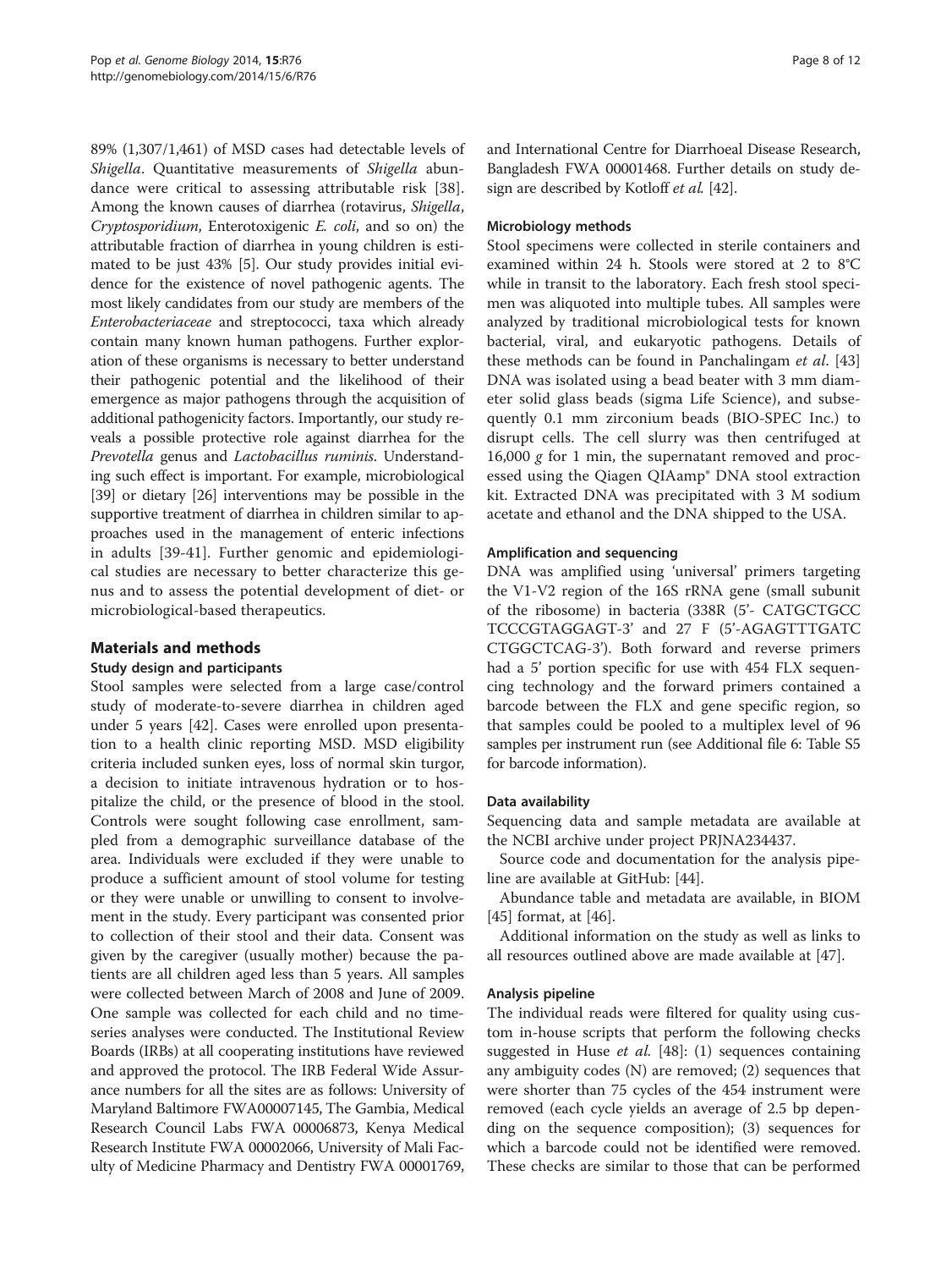89% (1,307/1,461) of MSD cases had detectable levels of *Shigella*. Quantitative measurements of *Shigella* abundance were critical to assessing attributable risk [38]. Among the known causes of diarrhea (rotavirus, *Shigella*, *Cryptosporidium*, Enterotoxigenic *E. coli*, and so on) the attributable fraction of diarrhea in young children is estimated to be just 43% [5]. Our study provides initial evidence for the existence of novel pathogenic agents. The most likely candidates from our study are members of the *Enterobacteriaceae* and streptococci, taxa which already contain many known human pathogens. Further exploration of these organisms is necessary to better understand their pathogenic potential and the likelihood of their emergence as major pathogens through the acquisition of additional pathogenicity factors. Importantly, our study reveals a possible protective role against diarrhea for the *Prevotella* genus and *Lactobacillus ruminis*. Understanding such effect is important. For example, microbiological [39] or dietary [26] interventions may be possible in the supportive treatment of diarrhea in children similar to approaches used in the management of enteric infections in adults [39-41]. Further genomic and epidemiological studies are necessary to better characterize this genus and to assess the potential development of diet- or microbiological-based therapeutics.

## Materials and methods

### Study design and participants

Stool samples were selected from a large case/control study of moderate-to-severe diarrhea in children aged under 5 years [42]. Cases were enrolled upon presentation to a health clinic reporting MSD. MSD eligibility criteria included sunken eyes, loss of normal skin turgor, a decision to initiate intravenous hydration or to hospitalize the child, or the presence of blood in the stool. Controls were sought following case enrollment, sampled from a demographic surveillance database of the area. Individuals were excluded if they were unable to produce a sufficient amount of stool volume for testing or they were unable or unwilling to consent to involvement in the study. Every participant was consented prior to collection of their stool and their data. Consent was given by the caregiver (usually mother) because the patients are all children aged less than 5 years. All samples were collected between March of 2008 and June of 2009. One sample was collected for each child and no time-series analyses were conducted. The Institutional Review Boards (IRBs) at all cooperating institutions have reviewed and approved the protocol. The IRB Federal Wide Assurance numbers for all the sites are as follows: University of Maryland Baltimore FWA00007145, The Gambia, Medical Research Council Labs FWA 00006873, Kenya Medical Research Institute FWA 00002066, University of Mali Faculty of Medicine Pharmacy and Dentistry FWA 00001769, and International Centre for Diarrhoeal Disease Research, Bangladesh FWA 00001468. Further details on study design are described by Kotloff *et al.* [42].

### Microbiology methods

Stool specimens were collected in sterile containers and examined within 24 h. Stools were stored at 2 to 8°C while in transit to the laboratory. Each fresh stool specimen was aliquoted into multiple tubes. All samples were analyzed by traditional microbiological tests for known bacterial, viral, and eukaryotic pathogens. Details of these methods can be found in Panchalingam *et al.* [43] DNA was isolated using a bead beater with 3 mm diameter solid glass beads (sigma Life Science), and subsequently 0.1 mm zirconium beads (BIO-SPEC Inc.) to disrupt cells. The cell slurry was then centrifuged at 16,000 *g* for 1 min, the supernatant removed and processed using the Qiagen QIAamp® DNA stool extraction kit. Extracted DNA was precipitated with 3 M sodium acetate and ethanol and the DNA shipped to the USA.

### Amplification and sequencing

DNA was amplified using 'universal' primers targeting the V1-V2 region of the 16S rRNA gene (small subunit of the ribosome) in bacteria (338R (5'- CATGCTGCC TCCCGTAGGAGT-3' and 27 F (5'-AGAGTTTGATC CTGGCTCAG-3'). Both forward and reverse primers had a 5' portion specific for use with 454 FLX sequencing technology and the forward primers contained a barcode between the FLX and gene specific region, so that samples could be pooled to a multiplex level of 96 samples per instrument run (see Additional file 6: Table S5 for barcode information).

### Data availability

Sequencing data and sample metadata are available at the NCBI archive under project PRJNA234437.

Source code and documentation for the analysis pipeline are available at GitHub: [44].

Abundance table and metadata are available, in BIOM [45] format, at [46].

Additional information on the study as well as links to all resources outlined above are made available at [47].

### Analysis pipeline

The individual reads were filtered for quality using custom in-house scripts that perform the following checks suggested in Huse *et al.* [48]: (1) sequences containing any ambiguity codes (N) are removed; (2) sequences that were shorter than 75 cycles of the 454 instrument were removed (each cycle yields an average of 2.5 bp depending on the sequence composition); (3) sequences for which a barcode could not be identified were removed. These checks are similar to those that can be performed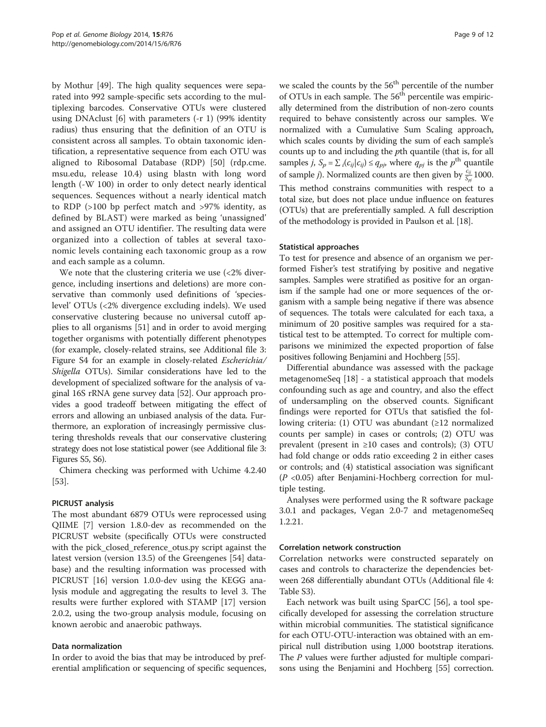by Mothur [49]. The high quality sequences were separated into 992 sample-specific sets according to the multiplexing barcodes. Conservative OTUs were clustered using DNAclust [6] with parameters (-r 1) (99% identity radius) thus ensuring that the definition of an OTU is consistent across all samples. To obtain taxonomic identification, a representative sequence from each OTU was aligned to Ribosomal Database (RDP) [50] (rdp.cme.msu.edu, release 10.4) using blastn with long word length (-W 100) in order to only detect nearly identical sequences. Sequences without a nearly identical match to RDP (>100 bp perfect match and >97% identity, as defined by BLAST) were marked as being 'unassigned' and assigned an OTU identifier. The resulting data were organized into a collection of tables at several taxonomic levels containing each taxonomic group as a row and each sample as a column.

We note that the clustering criteria we use (<2% divergence, including insertions and deletions) are more conservative than commonly used definitions of 'species-level' OTUs (<2% divergence excluding indels). We used conservative clustering because no universal cutoff applies to all organisms [51] and in order to avoid merging together organisms with potentially different phenotypes (for example, closely-related strains, see Additional file 3: Figure S4 for an example in closely-related *Escherichia/Shigella* OTUs). Similar considerations have led to the development of specialized software for the analysis of vaginal 16S rRNA gene survey data [52]. Our approach provides a good tradeoff between mitigating the effect of errors and allowing an unbiased analysis of the data. Furthermore, an exploration of increasingly permissive clustering thresholds reveals that our conservative clustering strategy does not lose statistical power (see Additional file 3: Figures S5, S6).

Chimera checking was performed with Uchime 4.2.40 [53].

#### PICRUST analysis

The most abundant 6879 OTUs were reprocessed using QIIME [7] version 1.8.0-dev as recommended on the PICRUST website (specifically OTUs were constructed with the pick_closed_reference_otus.py script against the latest version (version 13.5) of the Greengenes [54] database) and the resulting information was processed with PICRUST [16] version 1.0.0-dev using the KEGG analysis module and aggregating the results to level 3. The results were further explored with STAMP [17] version 2.0.2, using the two-group analysis module, focusing on known aerobic and anaerobic pathways.

#### Data normalization

In order to avoid the bias that may be introduced by preferential amplification or sequencing of specific sequences, we scaled the counts by the 56$^{th}$ percentile of the number of OTUs in each sample. The 56$^{th}$ percentile was empirically determined from the distribution of non-zero counts required to behave consistently across our samples. We normalized with a Cumulative Sum Scaling approach, which scales counts by dividing the sum of each sample's counts up to and including the *p*th quantile (that is, for all samples *j*, $S_p = \sum_i (c_{ij} | c_{ij}) \leq q_{pj}$, where $q_{pj}$ is the $p^{\text{th}}$ quantile of sample *j*). Normalized counts are then given by $\frac{c_{ij}}{S_{pj}} 1000$. This method constrains communities with respect to a total size, but does not place undue influence on features (OTUs) that are preferentially sampled. A full description of the methodology is provided in Paulson et al. [18].

#### Statistical approaches

To test for presence and absence of an organism we performed Fisher's test stratifying by positive and negative samples. Samples were stratified as positive for an organism if the sample had one or more sequences of the organism with a sample being negative if there was absence of sequences. The totals were calculated for each taxa, a minimum of 20 positive samples was required for a statistical test to be attempted. To correct for multiple comparisons we minimized the expected proportion of false positives following Benjamini and Hochberg [55].

Differential abundance was assessed with the package metagenomeSeq [18] - a statistical approach that models confounding such as age and country, and also the effect of undersampling on the observed counts. Significant findings were reported for OTUs that satisfied the following criteria: (1) OTU was abundant (≥12 normalized counts per sample) in cases or controls; (2) OTU was prevalent (present in ≥10 cases and controls); (3) OTU had fold change or odds ratio exceeding 2 in either cases or controls; and (4) statistical association was significant ($P$ <0.05) after Benjamini-Hochberg correction for multiple testing.

Analyses were performed using the R software package 3.0.1 and packages, Vegan 2.0-7 and metagenomeSeq 1.2.21.

#### Correlation network construction

Correlation networks were constructed separately on cases and controls to characterize the dependencies between 268 differentially abundant OTUs (Additional file 4: Table S3).

Each network was built using SparCC [56], a tool specifically developed for assessing the correlation structure within microbial communities. The statistical significance for each OTU-OTU-interaction was obtained with an empirical null distribution using 1,000 bootstrap iterations. The $P$ values were further adjusted for multiple comparisons using the Benjamini and Hochberg [55] correction.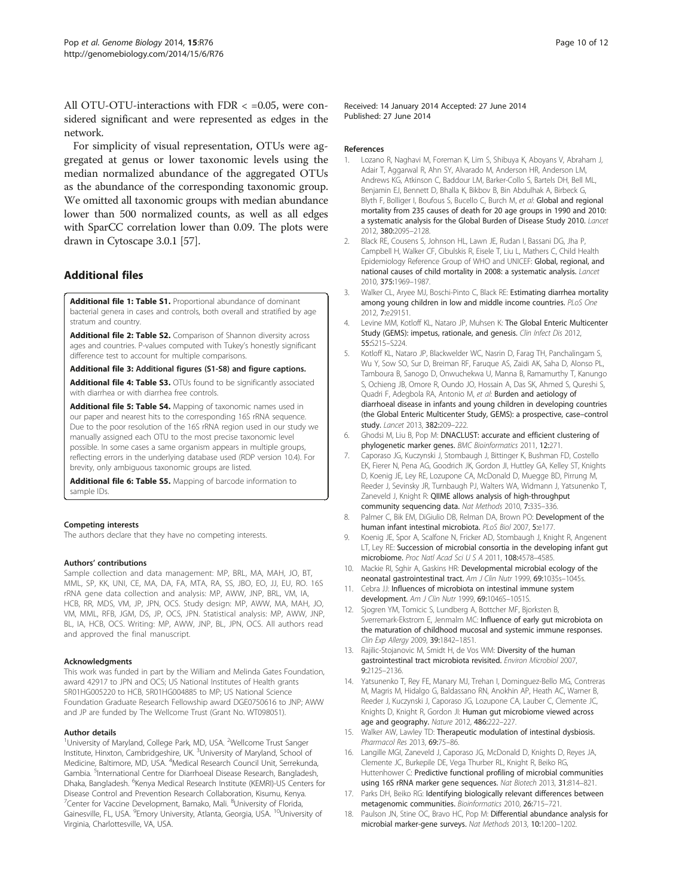All OTU-OTU-interactions with FDR < =0.05, were considered significant and were represented as edges in the network.

For simplicity of visual representation, OTUs were aggregated at genus or lower taxonomic levels using the median normalized abundance of the aggregated OTUs as the abundance of the corresponding taxonomic group. We omitted all taxonomic groups with median abundance lower than 500 normalized counts, as well as all edges with SparCC correlation lower than 0.09. The plots were drawn in Cytoscape 3.0.1 [57].

## Additional files

**Additional file 1: Table S1.** Proportional abundance of dominant bacterial genera in cases and controls, both overall and stratified by age stratum and country.

**Additional file 2: Table S2.** Comparison of Shannon diversity across ages and countries. P-values computed with Tukey's honestly significant difference test to account for multiple comparisons.

**Additional file 3: Additional figures (S1-S8) and figure captions.**

**Additional file 4: Table S3.** OTUs found to be significantly associated with diarrhea or with diarrhea free controls.

**Additional file 5: Table S4.** Mapping of taxonomic names used in our paper and nearest hits to the corresponding 16S rRNA sequence. Due to the poor resolution of the 16S rRNA region used in our study we manually assigned each OTU to the most precise taxonomic level possible. In some cases a same organism appears in multiple groups, reflecting errors in the underlying database used (RDP version 10.4). For brevity, only ambiguous taxonomic groups are listed.

**Additional file 6: Table S5.** Mapping of barcode information to sample IDs.

#### Competing interests
The authors declare that they have no competing interests.

#### Authors' contributions
Sample collection and data management: MP, BRL, MA, MAH, JO, BT, MML, SP, KK, UNI, CE, MA, DA, FA, MTA, RA, SS, JBO, EO, JJ, EU, RO. 16S rRNA gene data collection and analysis: MP, AWW, JNP, BRL, VM, IA, HCB, RR, MDS, VM, JP, JPN, OCS. Study design: MP, AWW, MA, MAH, JO, VM, MML, RFB, JGM, DS, JP, OCS, JPN. Statistical analysis: MP, AWW, JNP, BL, IA, HCB, OCS. Writing: MP, AWW, JNP, BL, JPN, OCS. All authors read and approved the final manuscript.

#### Acknowledgments
This work was funded in part by the William and Melinda Gates Foundation, award 42917 to JPN and OCS; US National Institutes of Health grants 5R01HG005220 to HCB, 5R01HG004885 to MP; US National Science Foundation Graduate Research Fellowship award DGE0750616 to JNP; AWW and JP are funded by The Wellcome Trust (Grant No. WT098051).

#### Author details
[1]University of Maryland, College Park, MD, USA. [2]Wellcome Trust Sanger Institute, Hinxton, Cambridgeshire, UK. [3]University of Maryland, School of Medicine, Baltimore, MD, USA. [4]Medical Research Council Unit, Serrekunda, Gambia. [5]International Centre for Diarrhoeal Disease Research, Bangladesh, Dhaka, Bangladesh. [6]Kenya Medical Research Institute (KEMRI)-US Centers for Disease Control and Prevention Research Collaboration, Kisumu, Kenya. [7]Center for Vaccine Development, Bamako, Mali. [8]University of Florida, Gainesville, FL, USA. [9]Emory University, Atlanta, Georgia, USA. [10]University of Virginia, Charlottesville, VA, USA.

Received: 14 January 2014 Accepted: 27 June 2014
Published: 27 June 2014

#### References

1. Lozano R, Naghavi M, Foreman K, Lim S, Shibuya K, Aboyans V, Abraham J, Adair T, Aggarwal R, Ahn SY, Alvarado M, Anderson HR, Anderson LM, Andrews KG, Atkinson C, Baddour LM, Barker-Collo S, Bartels DH, Bell ML, Benjamin EJ, Bennett D, Bhalla K, Bikbov B, Bin Abdulhak A, Birbeck G, Blyth F, Bolliger I, Boufous S, Bucello C, Burch M, *et al*: **Global and regional mortality from 235 causes of death for 20 age groups in 1990 and 2010: a systematic analysis for the Global Burden of Disease Study 2010.** *Lancet* 2012, **380:**2095–2128.
2. Black RE, Cousens S, Johnson HL, Lawn JE, Rudan I, Bassani DG, Jha P, Campbell H, Walker CF, Cibulskis R, Eisele T, Liu L, Mathers C, Child Health Epidemiology Reference Group of WHO and UNICEF: **Global, regional, and national causes of child mortality in 2008: a systematic analysis.** *Lancet* 2010, **375:**1969–1987.
3. Walker CL, Aryee MJ, Boschi-Pinto C, Black RE: **Estimating diarrhea mortality among young children in low and middle income countries.** *PLoS One* 2012, **7:**e29151.
4. Levine MM, Kotloff KL, Nataro JP, Muhsen K: **The Global Enteric Multicenter Study (GEMS): impetus, rationale, and genesis.** *Clin Infect Dis* 2012, **55:**S215–S224.
5. Kotloff KL, Nataro JP, Blackwelder WC, Nasrin D, Farag TH, Panchalingam S, Wu Y, Sow SO, Sur D, Breiman RF, Faruque AS, Zaidi AK, Saha D, Alonso PL, Tamboura B, Sanogo D, Onwuchekwa U, Manna B, Ramamurthy T, Kanungo S, Ochieng JB, Omore R, Oundo JO, Hossain A, Das SK, Ahmed S, Qureshi S, Quadri F, Adegbola RA, Antonio M, *et al*: **Burden and aetiology of diarrhoeal disease in infants and young children in developing countries (the Global Enteric Multicenter Study, GEMS): a prospective, case–control study.** *Lancet* 2013, **382:**209–222.
6. Ghodsi M, Liu B, Pop M: **DNACLUST: accurate and efficient clustering of phylogenetic marker genes.** *BMC Bioinformatics* 2011, **12:**271.
7. Caporaso JG, Kuczynski J, Stombaugh J, Bittinger K, Bushman FD, Costello EK, Fierer N, Pena AG, Goodrich JK, Gordon JI, Huttley GA, Kelley ST, Knights D, Koenig JE, Ley RE, Lozupone CA, McDonald D, Muegge BD, Pirrung M, Reeder J, Sevinsky JR, Turnbaugh PJ, Walters WA, Widmann J, Yatsunenko T, Zaneveld J, Knight R: **QIIME allows analysis of high-throughput community sequencing data.** *Nat Methods* 2010, **7:**335–336.
8. Palmer C, Bik EM, DiGiulio DB, Relman DA, Brown PO: **Development of the human infant intestinal microbiota.** *PLoS Biol* 2007, **5:**e177.
9. Koenig JE, Spor A, Scalfone N, Fricker AD, Stombaugh J, Knight R, Angenent LT, Ley RE: **Succession of microbial consortia in the developing infant gut microbiome.** *Proc Natl Acad Sci U S A* 2011, **108:**4578–4585.
10. Mackie RI, Sghir A, Gaskins HR: **Developmental microbial ecology of the neonatal gastrointestinal tract.** *Am J Clin Nutr* 1999, **69:**1035s–1045s.
11. Cebra JJ: **Influences of microbiota on intestinal immune system development.** *Am J Clin Nutr* 1999, **69:**1046S–1051S.
12. Sjogren YM, Tomicic S, Lundberg A, Bottcher MF, Bjorksten B, Sverremark-Ekstrom E, Jenmalm MC: **Influence of early gut microbiota on the maturation of childhood mucosal and systemic immune responses.** *Clin Exp Allergy* 2009, **39:**1842–1851.
13. Rajilic-Stojanovic M, Smidt H, de Vos WM: **Diversity of the human gastrointestinal tract microbiota revisited.** *Environ Microbiol* 2007, **9:**2125–2136.
14. Yatsunenko T, Rey FE, Manary MJ, Trehan I, Dominguez-Bello MG, Contreras M, Magris M, Hidalgo G, Baldassano RN, Anokhin AP, Heath AC, Warner B, Reeder J, Kuczynski J, Caporaso JG, Lozupone CA, Lauber C, Clemente JC, Knights D, Knight R, Gordon JI: **Human gut microbiome viewed across age and geography.** *Nature* 2012, **486:**222–227.
15. Walker AW, Lawley TD: **Therapeutic modulation of intestinal dysbiosis.** *Pharmacol Res* 2013, **69:**75–86.
16. Langille MGI, Zaneveld J, Caporaso JG, McDonald D, Knights D, Reyes JA, Clemente JC, Burkepile DE, Vega Thurber RL, Knight R, Beiko RG, Huttenhower C: **Predictive functional profiling of microbial communities using 16S rRNA marker gene sequences.** *Nat Biotech* 2013, **31:**814–821.
17. Parks DH, Beiko RG: **Identifying biologically relevant differences between metagenomic communities.** *Bioinformatics* 2010, **26:**715–721.
18. Paulson JN, Stine OC, Bravo HC, Pop M: **Differential abundance analysis for microbial marker-gene surveys.** *Nat Methods* 2013, **10:**1200–1202.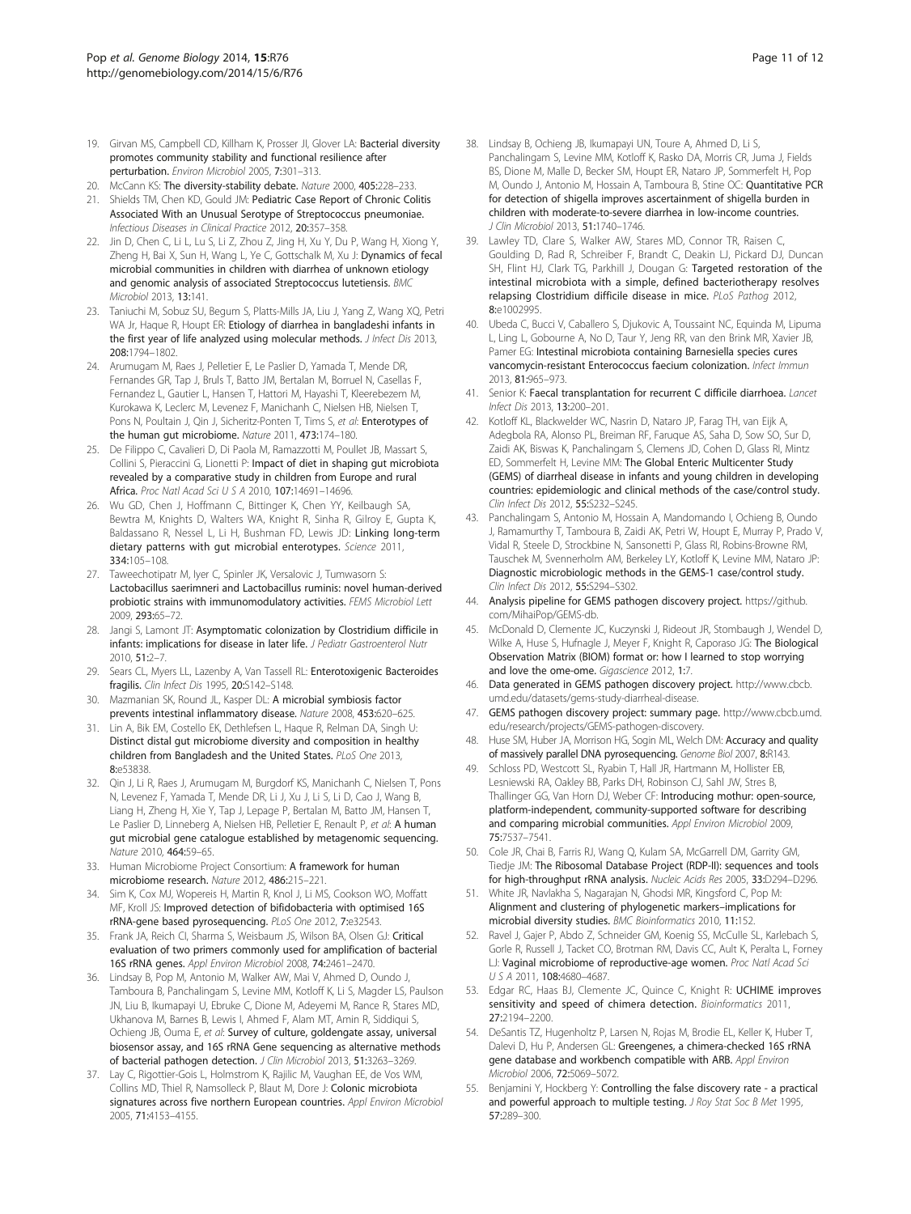19. Girvan MS, Campbell CD, Killham K, Prosser JI, Glover LA: **Bacterial diversity promotes community stability and functional resilience after perturbation.** *Environ Microbiol* 2005, **7**:301–313.
20. McCann KS: **The diversity-stability debate.** *Nature* 2000, **405**:228–233.
21. Shields TM, Chen KD, Gould JM: **Pediatric Case Report of Chronic Colitis Associated With an Unusual Serotype of Streptococcus pneumoniae.** *Infectious Diseases in Clinical Practice* 2012, **20**:357–358.
22. Jin D, Chen C, Li L, Lu S, Li Z, Zhou Z, Jing H, Xu Y, Du P, Wang H, Xiong Y, Zheng H, Bai X, Sun H, Wang L, Ye C, Gottschalk M, Xu J: **Dynamics of fecal microbial communities in children with diarrhea of unknown etiology and genomic analysis of associated Streptococcus lutetiensis.** *BMC Microbiol* 2013, **13**:141.
23. Taniuchi M, Sobuz SU, Begum S, Platts-Mills JA, Liu J, Yang Z, Wang XQ, Petri WA Jr, Haque R, Houpt ER: **Etiology of diarrhea in bangladeshi infants in the first year of life analyzed using molecular methods.** *J Infect Dis* 2013, **208**:1794–1802.
24. Arumugam M, Raes J, Pelletier E, Le Paslier D, Yamada T, Mende DR, Fernandes GR, Tap J, Bruls T, Batto JM, Bertalan M, Borruel N, Casellas F, Fernandez L, Gautier L, Hansen T, Hattori M, Hayashi T, Kleerebezem M, Kurokawa K, Leclerc M, Levenez F, Manichanh C, Nielsen HB, Nielsen T, Pons N, Poultain J, Qin J, Sicheritz-Ponten T, Tims S, *et al*: **Enterotypes of the human gut microbiome.** *Nature* 2011, **473**:174–180.
25. De Filippo C, Cavalieri D, Di Paola M, Ramazzotti M, Poullet JB, Massart S, Collini S, Pieraccini G, Lionetti P: **Impact of diet in shaping gut microbiota revealed by a comparative study in children from Europe and rural Africa.** *Proc Natl Acad Sci U S A* 2010, **107**:14691–14696.
26. Wu GD, Chen J, Hoffmann C, Bittinger K, Chen YY, Keilbaugh SA, Bewtra M, Knights D, Walters WA, Knight R, Sinha R, Gilroy E, Gupta K, Baldassano R, Nessel L, Li H, Bushman FD, Lewis JD: **Linking long-term dietary patterns with gut microbial enterotypes.** *Science* 2011, **334**:105–108.
27. Taweechotipatr M, Iyer C, Spinler JK, Versalovic J, Tumwasorn S: **Lactobacillus saerimneri and Lactobacillus ruminis: novel human-derived probiotic strains with immunomodulatory activities.** *FEMS Microbiol Lett* 2009, **293**:65–72.
28. Jangi S, Lamont JT: **Asymptomatic colonization by Clostridium difficile in infants: implications for disease in later life.** *J Pediatr Gastroenterol Nutr* 2010, **51**:2–7.
29. Sears CL, Myers LL, Lazenby A, Van Tassell RL: **Enterotoxigenic Bacteroides fragilis.** *Clin Infect Dis* 1995, **20**:S142–S148.
30. Mazmanian SK, Round JL, Kasper DL: **A microbial symbiosis factor prevents intestinal inflammatory disease.** *Nature* 2008, **453**:620–625.
31. Lin A, Bik EM, Costello EK, Dethlefsen L, Haque R, Relman DA, Singh U: **Distinct distal gut microbiome diversity and composition in healthy children from Bangladesh and the United States.** *PLoS One* 2013, **8**:e53838.
32. Qin J, Li R, Raes J, Arumugam M, Burgdorf KS, Manichanh C, Nielsen T, Pons N, Levenez F, Yamada T, Mende DR, Li J, Xu J, Li S, Li D, Cao J, Wang B, Liang H, Zheng H, Xie Y, Tap J, Lepage P, Bertalan M, Batto JM, Hansen T, Le Paslier D, Linneberg A, Nielsen HB, Pelletier E, Renault P, *et al*: **A human gut microbial gene catalogue established by metagenomic sequencing.** *Nature* 2010, **464**:59–65.
33. Human Microbiome Project Consortium: **A framework for human microbiome research.** *Nature* 2012, **486**:215–221.
34. Sim K, Cox MJ, Wopereis H, Martin R, Knol J, Li MS, Cookson WO, Moffatt MF, Kroll JS: **Improved detection of bifidobacteria with optimised 16S rRNA-gene based pyrosequencing.** *PLoS One* 2012, **7**:e32543.
35. Frank JA, Reich CI, Sharma S, Weisbaum JS, Wilson BA, Olsen GJ: **Critical evaluation of two primers commonly used for amplification of bacterial 16S rRNA genes.** *Appl Environ Microbiol* 2008, **74**:2461–2470.
36. Lindsay B, Pop M, Antonio M, Walker AW, Mai V, Ahmed D, Oundo J, Tamboura B, Panchalingam S, Levine MM, Kotloff K, Li S, Magder LS, Paulson JN, Liu B, Ikumapayi U, Ebruke C, Dione M, Adeyemi M, Rance R, Stares MD, Ukhanova M, Barnes B, Lewis I, Ahmed F, Alam MT, Amin R, Siddiqui S, Ochieng JB, Ouma E, *et al*: **Survey of culture, goldengate assay, universal biosensor assay, and 16S rRNA Gene sequencing as alternative methods of bacterial pathogen detection.** *J Clin Microbiol* 2013, **51**:3263–3269.
37. Lay C, Rigottier-Gois L, Holmstrom K, Rajilic M, Vaughan EE, de Vos WM, Collins MD, Thiel R, Namsolleck P, Blaut M, Dore J: **Colonic microbiota signatures across five northern European countries.** *Appl Environ Microbiol* 2005, **71**:4153–4155.
38. Lindsay B, Ochieng JB, Ikumapayi UN, Toure A, Ahmed D, Li S, Panchalingam S, Levine MM, Kotloff K, Rasko DA, Morris CR, Juma J, Fields BS, Dione M, Malle D, Becker SM, Houpt ER, Nataro JP, Sommerfelt H, Pop M, Oundo J, Antonio M, Hossain A, Tamboura B, Stine OC: **Quantitative PCR for detection of shigella improves ascertainment of shigella burden in children with moderate-to-severe diarrhea in low-income countries.** *J Clin Microbiol* 2013, **51**:1740–1746.
39. Lawley TD, Clare S, Walker AW, Stares MD, Connor TR, Raisen C, Goulding D, Rad R, Schreiber F, Brandt C, Deakin LJ, Pickard DJ, Duncan SH, Flint HJ, Clark TG, Parkhill J, Dougan G: **Targeted restoration of the intestinal microbiota with a simple, defined bacteriotherapy resolves relapsing Clostridium difficile disease in mice.** *PLoS Pathog* 2012, **8**:e1002995.
40. Ubeda C, Bucci V, Caballero S, Djukovic A, Toussaint NC, Equinda M, Lipuma L, Ling L, Gobourne A, No D, Taur Y, Jeng RR, van den Brink MR, Xavier JB, Pamer EG: **Intestinal microbiota containing Barnesiella species cures vancomycin-resistant Enterococcus faecium colonization.** *Infect Immun* 2013, **81**:965–973.
41. Senior K: **Faecal transplantation for recurrent C difficile diarrhoea.** *Lancet Infect Dis* 2013, **13**:200–201.
42. Kotloff KL, Blackwelder WC, Nasrin D, Nataro JP, Farag TH, van Eijk A, Adegbola RA, Alonso PL, Breiman RF, Faruque AS, Saha D, Sow SO, Sur D, Zaidi AK, Biswas K, Panchalingam S, Clemens JD, Cohen D, Glass RI, Mintz ED, Sommerfelt H, Levine MM: **The Global Enteric Multicenter Study (GEMS) of diarrheal disease in infants and young children in developing countries: epidemiologic and clinical methods of the case/control study.** *Clin Infect Dis* 2012, **55**:S232–S245.
43. Panchalingam S, Antonio M, Hossain A, Mandomando I, Ochieng B, Oundo J, Ramamurthy T, Tamboura B, Zaidi AK, Petri W, Houpt E, Murray P, Prado V, Vidal R, Steele D, Strockbine N, Sansonetti P, Glass RI, Robins-Browne RM, Tauschek M, Svennerholm AM, Berkeley LY, Kotloff K, Levine MM, Nataro JP: **Diagnostic microbiologic methods in the GEMS-1 case/control study.** *Clin Infect Dis* 2012, **55**:S294–S302.
44. **Analysis pipeline for GEMS pathogen discovery project.** https://github.com/MihaiPop/GEMS-db.
45. McDonald D, Clemente JC, Kuczynski J, Rideout JR, Stombaugh J, Wendel D, Wilke A, Huse S, Hufnagle J, Meyer F, Knight R, Caporaso JG: **The Biological Observation Matrix (BIOM) format or: how I learned to stop worrying and love the ome-ome.** *Gigascience* 2012, **1**:7.
46. **Data generated in GEMS pathogen discovery project.** http://www.cbcb.umd.edu/datasets/gems-study-diarrheal-disease.
47. **GEMS pathogen discovery project: summary page.** http://www.cbcb.umd.edu/research/projects/GEMS-pathogen-discovery.
48. Huse SM, Huber JA, Morrison HG, Sogin ML, Welch DM: **Accuracy and quality of massively parallel DNA pyrosequencing.** *Genome Biol* 2007, **8**:R143.
49. Schloss PD, Westcott SL, Ryabin T, Hall JR, Hartmann M, Hollister EB, Lesniewski RA, Oakley BB, Parks DH, Robinson CJ, Sahl JW, Stres B, Thallinger GG, Van Horn DJ, Weber CF: **Introducing mothur: open-source, platform-independent, community-supported software for describing and comparing microbial communities.** *Appl Environ Microbiol* 2009, **75**:7537–7541.
50. Cole JR, Chai B, Farris RJ, Wang Q, Kulam SA, McGarrell DM, Garrity GM, Tiedje JM: **The Ribosomal Database Project (RDP-II): sequences and tools for high-throughput rRNA analysis.** *Nucleic Acids Res* 2005, **33**:D294–D296.
51. White JR, Navlakha S, Nagarajan N, Ghodsi MR, Kingsford C, Pop M: **Alignment and clustering of phylogenetic markers–implications for microbial diversity studies.** *BMC Bioinformatics* 2010, **11**:152.
52. Ravel J, Gajer P, Abdo Z, Schneider GM, Koenig SS, McCulle SL, Karlebach S, Gorle R, Russell J, Tacket CO, Brotman RM, Davis CC, Ault K, Peralta L, Forney LJ: **Vaginal microbiome of reproductive-age women.** *Proc Natl Acad Sci U S A* 2011, **108**:4680–4687.
53. Edgar RC, Haas BJ, Clemente JC, Quince C, Knight R: **UCHIME improves sensitivity and speed of chimera detection.** *Bioinformatics* 2011, **27**:2194–2200.
54. DeSantis TZ, Hugenholtz P, Larsen N, Rojas M, Brodie EL, Keller K, Huber T, Dalevi D, Hu P, Andersen GL: **Greengenes, a chimera-checked 16S rRNA gene database and workbench compatible with ARB.** *Appl Environ Microbiol* 2006, **72**:5069–5072.
55. Benjamini Y, Hockberg Y: **Controlling the false discovery rate - a practical and powerful approach to multiple testing.** *J Roy Stat Soc B Met* 1995, **57**:289–300.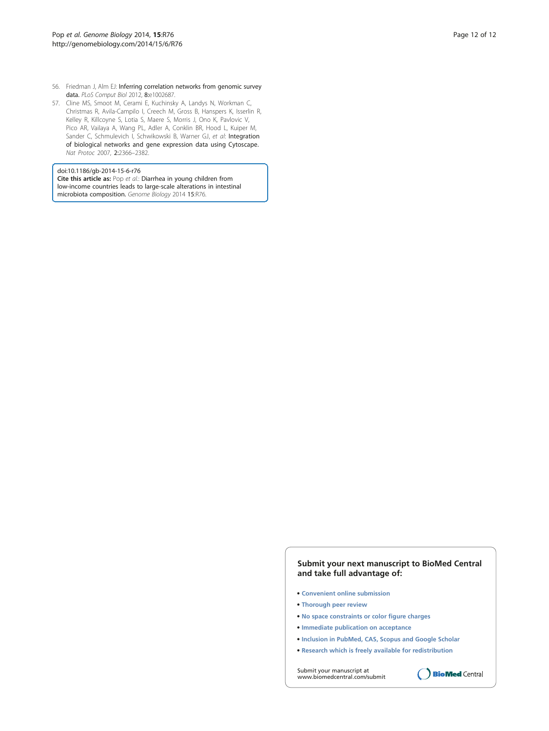56. Friedman J, Alm EJ: **Inferring correlation networks from genomic survey data.** *PLoS Comput Biol* 2012, **8:**e1002687.
57. Cline MS, Smoot M, Cerami E, Kuchinsky A, Landys N, Workman C, Christmas R, Avila-Campilo I, Creech M, Gross B, Hanspers K, Isserlin R, Kelley R, Killcoyne S, Lotia S, Maere S, Morris J, Ono K, Pavlovic V, Pico AR, Vailaya A, Wang PL, Adler A, Conklin BR, Hood L, Kuiper M, Sander C, Schmulevich I, Schwikowski B, Warner GJ, *et al*: **Integration of biological networks and gene expression data using Cytoscape.** *Nat Protoc* 2007, **2:**2366–2382.

doi:10.1186/gb-2014-15-6-r76
**Cite this article as:** Pop *et al.*: Diarrhea in young children from low-income countries leads to large-scale alterations in intestinal microbiota composition. *Genome Biology* 2014 **15**:R76.

**Submit your next manuscript to BioMed Central and take full advantage of:**

- **Convenient online submission**
- **Thorough peer review**
- **No space constraints or color figure charges**
- **Immediate publication on acceptance**
- **Inclusion in PubMed, CAS, Scopus and Google Scholar**
- **Research which is freely available for redistribution**

Submit your manuscript at
www.biomedcentral.com/submit

BioMed Central